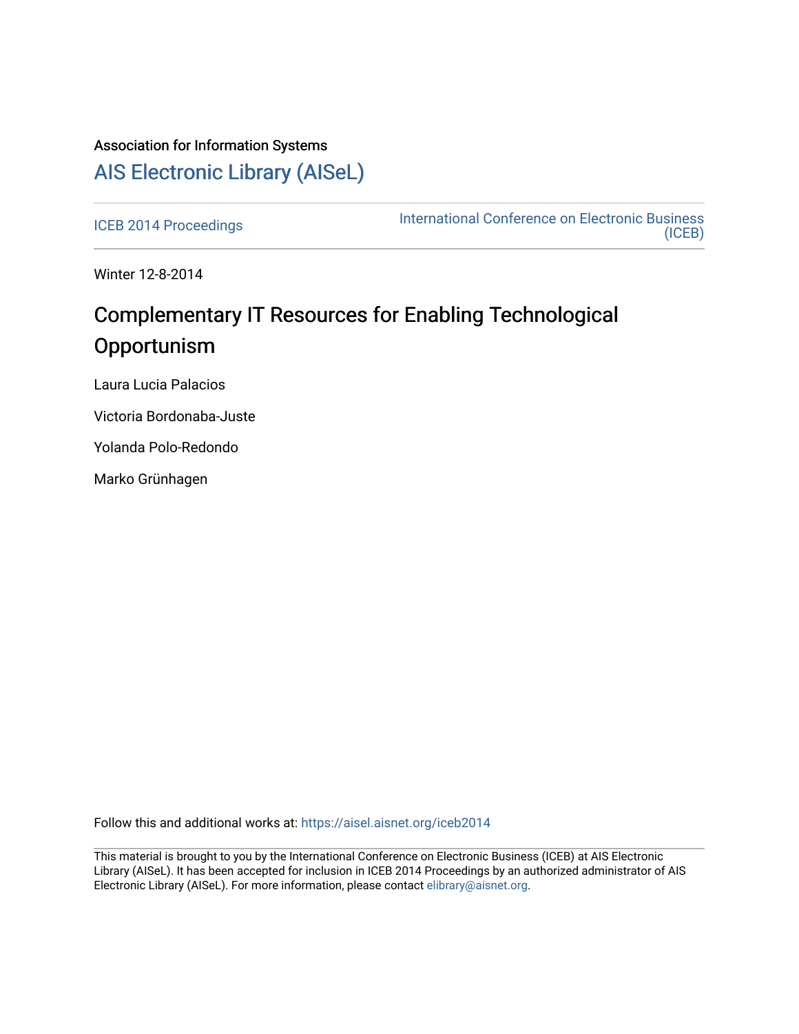Association for Information Systems

# AIS Electronic Library (AISeL)

ICEB 2014 Proceedings

International Conference on Electronic Business (ICEB)

Winter 12-8-2014

## Complementary IT Resources for Enabling Technological Opportunism

Laura Lucia Palacios

Victoria Bordonaba-Juste

Yolanda Polo-Redondo

Marko Grünhagen

Follow this and additional works at: https://aisel.aisnet.org/iceb2014

This material is brought to you by the International Conference on Electronic Business (ICEB) at AIS Electronic Library (AISeL). It has been accepted for inclusion in ICEB 2014 Proceedings by an authorized administrator of AIS Electronic Library (AISeL). For more information, please contact elibrary@aisnet.org.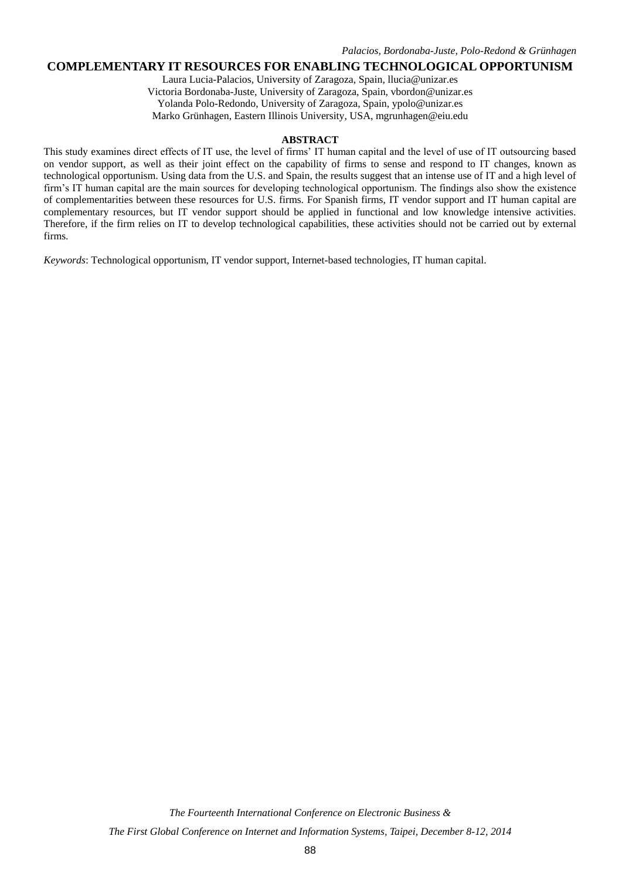# COMPLEMENTARY IT RESOURCES FOR ENABLING TECHNOLOGICAL OPPORTUNISM

Laura Lucia-Palacios, University of Zaragoza, Spain, llucia@unizar.es
Victoria Bordonaba-Juste, University of Zaragoza, Spain, vbordon@unizar.es
Yolanda Polo-Redondo, University of Zaragoza, Spain, ypolo@unizar.es
Marko Grünhagen, Eastern Illinois University, USA, mgrunhagen@eiu.edu

## ABSTRACT

This study examines direct effects of IT use, the level of firms' IT human capital and the level of use of IT outsourcing based on vendor support, as well as their joint effect on the capability of firms to sense and respond to IT changes, known as technological opportunism. Using data from the U.S. and Spain, the results suggest that an intense use of IT and a high level of firm's IT human capital are the main sources for developing technological opportunism. The findings also show the existence of complementarities between these resources for U.S. firms. For Spanish firms, IT vendor support and IT human capital are complementary resources, but IT vendor support should be applied in functional and low knowledge intensive activities. Therefore, if the firm relies on IT to develop technological capabilities, these activities should not be carried out by external firms.

*Keywords*: Technological opportunism, IT vendor support, Internet-based technologies, IT human capital.